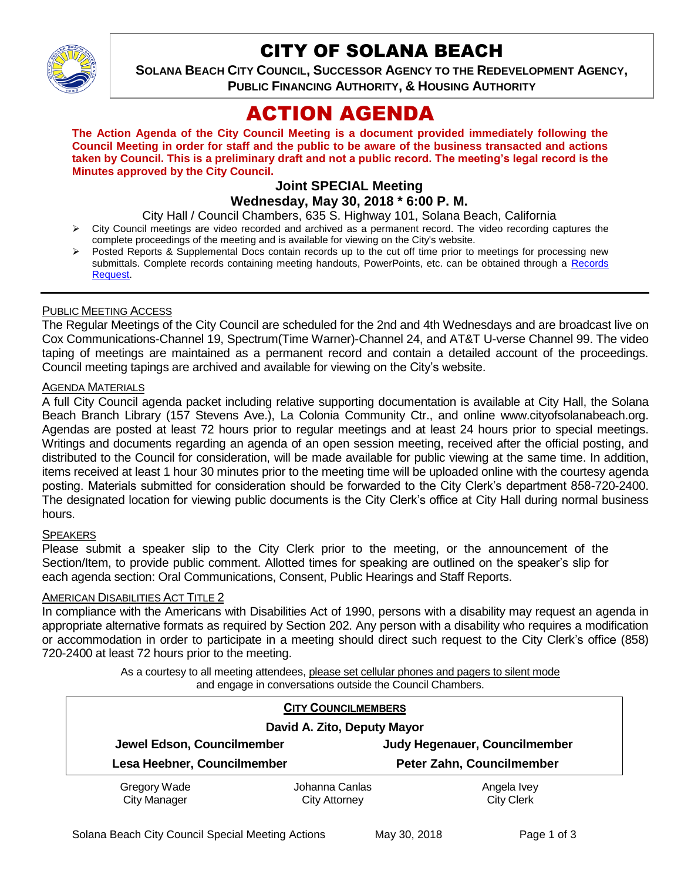# CITY OF SOLANA BEACH

**SOLANA BEACH CITY COUNCIL, SUCCESSOR AGENCY TO THE REDEVELOPMENT AGENCY, PUBLIC FINANCING AUTHORITY, & HOUSING AUTHORITY**

# ACTION AGENDA

**The Action Agenda of the City Council Meeting is a document provided immediately following the Council Meeting in order for staff and the public to be aware of the business transacted and actions taken by Council. This is a preliminary draft and not a public record. The meeting's legal record is the Minutes approved by the City Council.**

### Joint SPECIAL Meeting
### Wednesday, May 30, 2018 * 6:00 P. M.

City Hall / Council Chambers, 635 S. Highway 101, Solana Beach, California

- City Council meetings are video recorded and archived as a permanent record. The video recording captures the complete proceedings of the meeting and is available for viewing on the City's website.
- Posted Reports & Supplemental Docs contain records up to the cut off time prior to meetings for processing new submittals. Complete records containing meeting handouts, PowerPoints, etc. can be obtained through a Records Request.

PUBLIC MEETING ACCESS

The Regular Meetings of the City Council are scheduled for the 2nd and 4th Wednesdays and are broadcast live on Cox Communications-Channel 19, Spectrum(Time Warner)-Channel 24, and AT&T U-verse Channel 99. The video taping of meetings are maintained as a permanent record and contain a detailed account of the proceedings. Council meeting tapings are archived and available for viewing on the City's website.

AGENDA MATERIALS

A full City Council agenda packet including relative supporting documentation is available at City Hall, the Solana Beach Branch Library (157 Stevens Ave.), La Colonia Community Ctr., and online www.cityofsolanabeach.org. Agendas are posted at least 72 hours prior to regular meetings and at least 24 hours prior to special meetings. Writings and documents regarding an agenda of an open session meeting, received after the official posting, and distributed to the Council for consideration, will be made available for public viewing at the same time. In addition, items received at least 1 hour 30 minutes prior to the meeting time will be uploaded online with the courtesy agenda posting. Materials submitted for consideration should be forwarded to the City Clerk's department 858-720-2400. The designated location for viewing public documents is the City Clerk's office at City Hall during normal business hours.

SPEAKERS

Please submit a speaker slip to the City Clerk prior to the meeting, or the announcement of the Section/Item, to provide public comment. Allotted times for speaking are outlined on the speaker's slip for each agenda section: Oral Communications, Consent, Public Hearings and Staff Reports.

AMERICAN DISABILITIES ACT TITLE 2

In compliance with the Americans with Disabilities Act of 1990, persons with a disability may request an agenda in appropriate alternative formats as required by Section 202. Any person with a disability who requires a modification or accommodation in order to participate in a meeting should direct such request to the City Clerk's office (858) 720-2400 at least 72 hours prior to the meeting.

As a courtesy to all meeting attendees, please set cellular phones and pagers to silent mode and engage in conversations outside the Council Chambers.

**CITY COUNCILMEMBERS**

**David A. Zito, Deputy Mayor**

| | |
|---|---|
| **Jewel Edson, Councilmember** | **Judy Hegenauer, Councilmember** |
| **Lesa Heebner, Councilmember** | **Peter Zahn, Councilmember** |

| | | |
|---|---|---|
| Gregory Wade<br>City Manager | Johanna Canlas<br>City Attorney | Angela Ivey<br>City Clerk |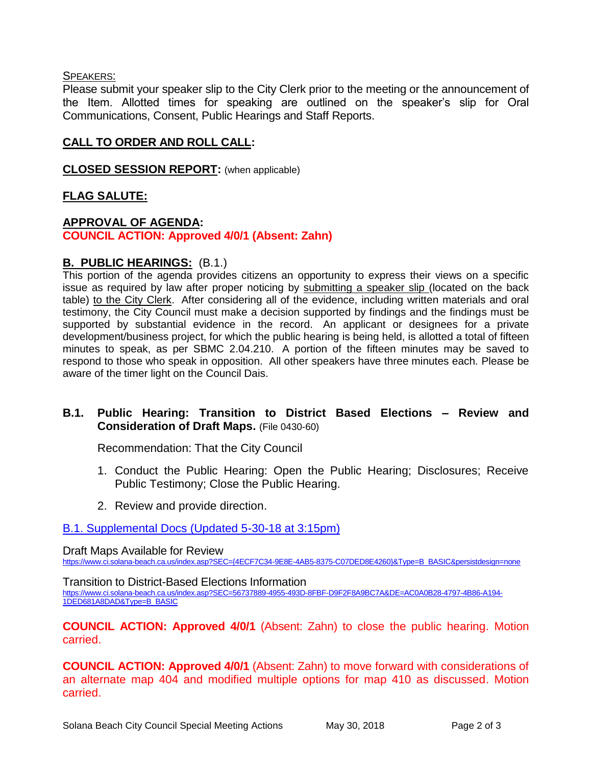SPEAKERS:

Please submit your speaker slip to the City Clerk prior to the meeting or the announcement of the Item. Allotted times for speaking are outlined on the speaker's slip for Oral Communications, Consent, Public Hearings and Staff Reports.

## CALL TO ORDER AND ROLL CALL:

## CLOSED SESSION REPORT: (when applicable)

## FLAG SALUTE:

## APPROVAL OF AGENDA:

**COUNCIL ACTION: Approved 4/0/1 (Absent: Zahn)**

## B. PUBLIC HEARINGS: (B.1.)

This portion of the agenda provides citizens an opportunity to express their views on a specific issue as required by law after proper noticing by submitting a speaker slip (located on the back table) to the City Clerk. After considering all of the evidence, including written materials and oral testimony, the City Council must make a decision supported by findings and the findings must be supported by substantial evidence in the record. An applicant or designees for a private development/business project, for which the public hearing is being held, is allotted a total of fifteen minutes to speak, as per SBMC 2.04.210. A portion of the fifteen minutes may be saved to respond to those who speak in opposition. All other speakers have three minutes each. Please be aware of the timer light on the Council Dais.

### B.1. Public Hearing: Transition to District Based Elections – Review and Consideration of Draft Maps. (File 0430-60)

Recommendation: That the City Council

1. Conduct the Public Hearing: Open the Public Hearing; Disclosures; Receive Public Testimony; Close the Public Hearing.
2. Review and provide direction.

B.1. Supplemental Docs (Updated 5-30-18 at 3:15pm)

Draft Maps Available for Review
https://www.ci.solana-beach.ca.us/index.asp?SEC={4ECF7C34-9E8E-4AB5-8375-C07DED8E4260}&Type=B_BASIC&persistdesign=none

Transition to District-Based Elections Information
https://www.ci.solana-beach.ca.us/index.asp?SEC=56737889-4955-493D-8FBF-D9F2F8A9BC7A&DE=AC0A0B28-4797-4B86-A194-1DED681A8DAD&Type=B_BASIC

**COUNCIL ACTION: Approved 4/0/1** (Absent: Zahn) to close the public hearing. Motion carried.

**COUNCIL ACTION: Approved 4/0/1** (Absent: Zahn) to move forward with considerations of an alternate map 404 and modified multiple options for map 410 as discussed. Motion carried.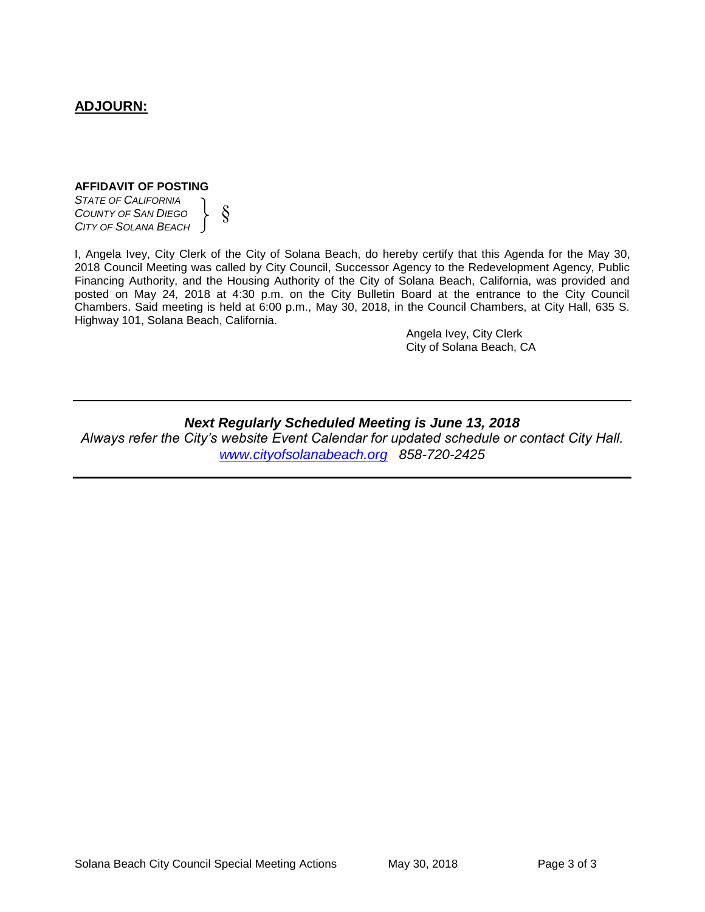## ADJOURN:

**AFFIDAVIT OF POSTING**

*STATE OF CALIFORNIA*
*COUNTY OF SAN DIEGO* } §
*CITY OF SOLANA BEACH*

I, Angela Ivey, City Clerk of the City of Solana Beach, do hereby certify that this Agenda for the May 30, 2018 Council Meeting was called by City Council, Successor Agency to the Redevelopment Agency, Public Financing Authority, and the Housing Authority of the City of Solana Beach, California, was provided and posted on May 24, 2018 at 4:30 p.m. on the City Bulletin Board at the entrance to the City Council Chambers. Said meeting is held at 6:00 p.m., May 30, 2018, in the Council Chambers, at City Hall, 635 S. Highway 101, Solana Beach, California.

Angela Ivey, City Clerk
City of Solana Beach, CA

---

***Next Regularly Scheduled Meeting is June 13, 2018***

*Always refer the City's website Event Calendar for updated schedule or contact City Hall.*
*www.cityofsolanabeach.org 858-720-2425*

---